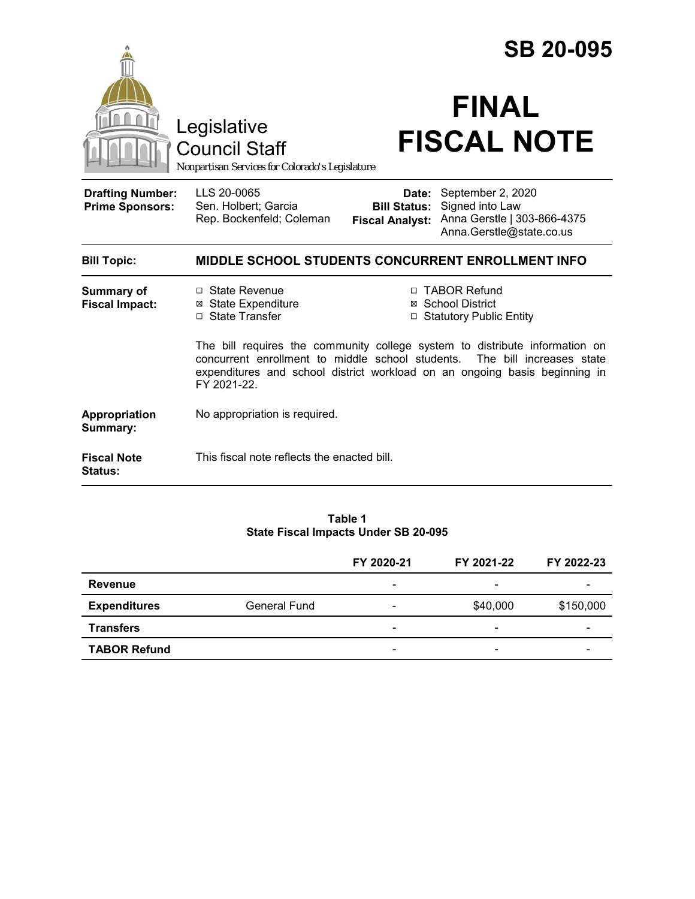# SB 20-095

Legislative Council Staff

*Nonpartisan Services for Colorado's Legislature*

# FINAL FISCAL NOTE

| | | | |
|---|---|---|---|
| **Drafting Number:** | LLS 20-0065 | **Date:** | September 2, 2020 |
| **Prime Sponsors:** | Sen. Holbert; Garcia<br>Rep. Bockenfeld; Coleman | **Bill Status:** | Signed into Law |
| | | **Fiscal Analyst:** | Anna Gerstle \| 303-866-4375<br>Anna.Gerstle@state.co.us |

| | |
|---|---|
| **Bill Topic:** | **MIDDLE SCHOOL STUDENTS CONCURRENT ENROLLMENT INFO** |
| **Summary of Fiscal Impact:** | ☐ State Revenue<br>☒ State Expenditure<br>☐ State Transfer<br>☐ TABOR Refund<br>☒ School District<br>☐ Statutory Public Entity<br><br>The bill requires the community college system to distribute information on concurrent enrollment to middle school students. The bill increases state expenditures and school district workload on an ongoing basis beginning in FY 2021-22. |
| **Appropriation Summary:** | No appropriation is required. |
| **Fiscal Note Status:** | This fiscal note reflects the enacted bill. |

**Table 1**
**State Fiscal Impacts Under SB 20-095**

| | | FY 2020-21 | FY 2021-22 | FY 2022-23 |
|---|---|---|---|---|
| **Revenue** | | - | - | - |
| **Expenditures** | General Fund | - | $40,000 | $150,000 |
| **Transfers** | | - | - | - |
| **TABOR Refund** | | - | - | - |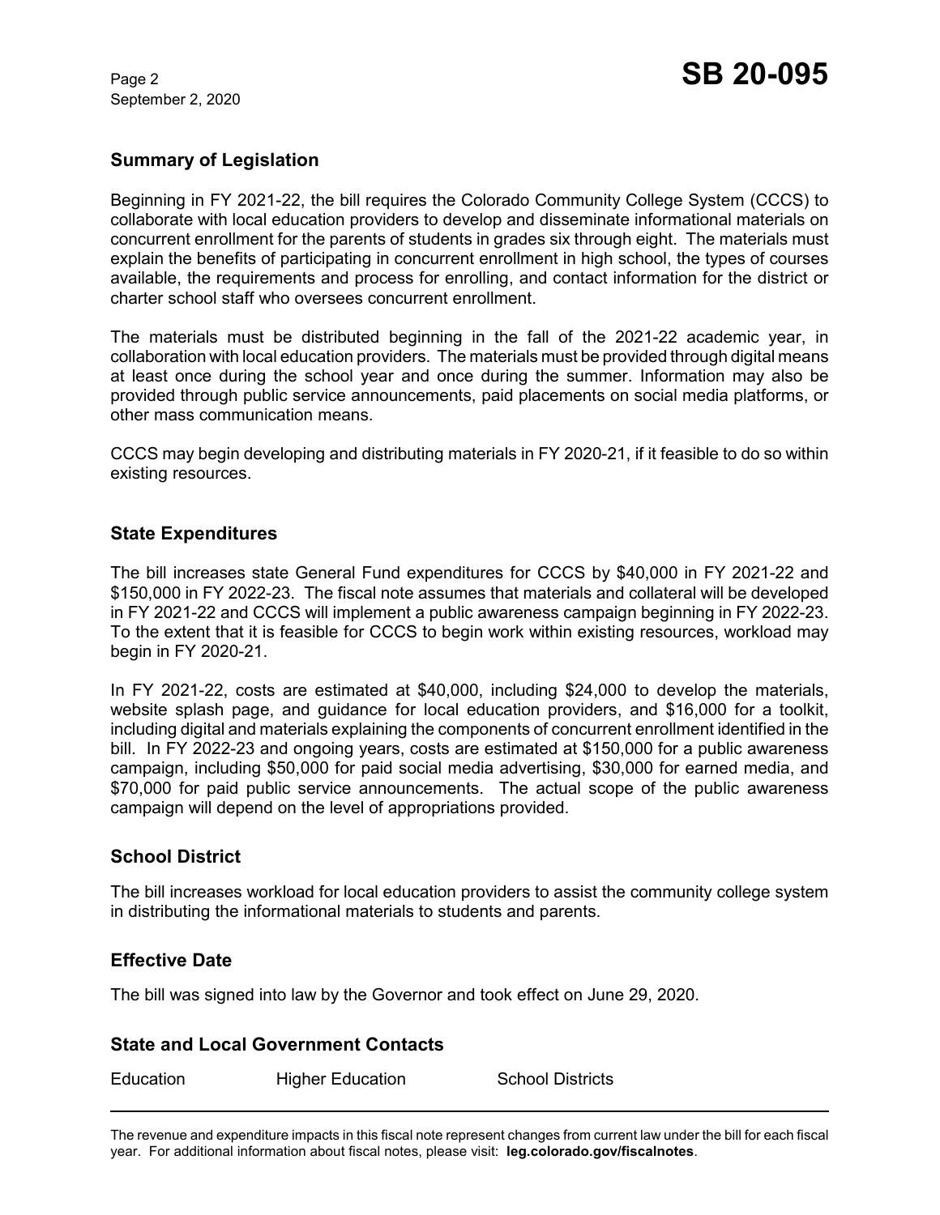## Summary of Legislation

Beginning in FY 2021-22, the bill requires the Colorado Community College System (CCCS) to collaborate with local education providers to develop and disseminate informational materials on concurrent enrollment for the parents of students in grades six through eight. The materials must explain the benefits of participating in concurrent enrollment in high school, the types of courses available, the requirements and process for enrolling, and contact information for the district or charter school staff who oversees concurrent enrollment.

The materials must be distributed beginning in the fall of the 2021-22 academic year, in collaboration with local education providers. The materials must be provided through digital means at least once during the school year and once during the summer. Information may also be provided through public service announcements, paid placements on social media platforms, or other mass communication means.

CCCS may begin developing and distributing materials in FY 2020-21, if it feasible to do so within existing resources.

## State Expenditures

The bill increases state General Fund expenditures for CCCS by $40,000 in FY 2021-22 and $150,000 in FY 2022-23. The fiscal note assumes that materials and collateral will be developed in FY 2021-22 and CCCS will implement a public awareness campaign beginning in FY 2022-23. To the extent that it is feasible for CCCS to begin work within existing resources, workload may begin in FY 2020-21.

In FY 2021-22, costs are estimated at $40,000, including $24,000 to develop the materials, website splash page, and guidance for local education providers, and $16,000 for a toolkit, including digital and materials explaining the components of concurrent enrollment identified in the bill. In FY 2022-23 and ongoing years, costs are estimated at $150,000 for a public awareness campaign, including $50,000 for paid social media advertising, $30,000 for earned media, and $70,000 for paid public service announcements. The actual scope of the public awareness campaign will depend on the level of appropriations provided.

## School District

The bill increases workload for local education providers to assist the community college system in distributing the informational materials to students and parents.

## Effective Date

The bill was signed into law by the Governor and took effect on June 29, 2020.

## State and Local Government Contacts

Education    Higher Education    School Districts

The revenue and expenditure impacts in this fiscal note represent changes from current law under the bill for each fiscal year. For additional information about fiscal notes, please visit: **leg.colorado.gov/fiscalnotes**.